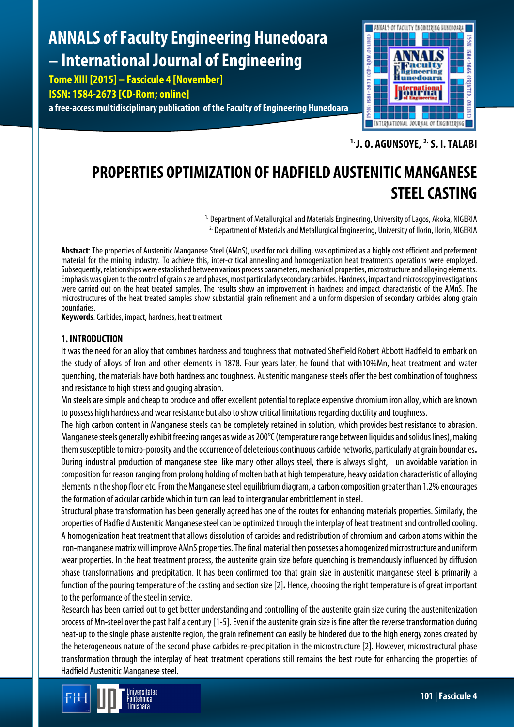[1.] J. O. AGUNSOYE, [2.] S. I. TALABI

# PROPERTIES OPTIMIZATION OF HADFIELD AUSTENITIC MANGANESE STEEL CASTING

[1.] Department of Metallurgical and Materials Engineering, University of Lagos, Akoka, NIGERIA
[2.] Department of Materials and Metallurgical Engineering, University of Ilorin, Ilorin, NIGERIA

**Abstract**: The properties of Austenitic Manganese Steel (AMnS), used for rock drilling, was optimized as a highly cost efficient and preferment material for the mining industry. To achieve this, inter-critical annealing and homogenization heat treatments operations were employed. Subsequently, relationships were established between various process parameters, mechanical properties, microstructure and alloying elements. Emphasis was given to the control of grain size and phases, most particularly secondary carbides. Hardness, impact and microscopy investigations were carried out on the heat treated samples. The results show an improvement in hardness and impact characteristic of the AMnS. The microstructures of the heat treated samples show substantial grain refinement and a uniform dispersion of secondary carbides along grain boundaries.

**Keywords**: Carbides, impact, hardness, heat treatment

## 1. INTRODUCTION

It was the need for an alloy that combines hardness and toughness that motivated Sheffield Robert Abbott Hadfield to embark on the study of alloys of Iron and other elements in 1878. Four years later, he found that with10%Mn, heat treatment and water quenching, the materials have both hardness and toughness. Austenitic manganese steels offer the best combination of toughness and resistance to high stress and gouging abrasion.

Mn steels are simple and cheap to produce and offer excellent potential to replace expensive chromium iron alloy, which are known to possess high hardness and wear resistance but also to show critical limitations regarding ductility and toughness.

The high carbon content in Manganese steels can be completely retained in solution, which provides best resistance to abrasion. Manganese steels generally exhibit freezing ranges as wide as 200°C (temperature range between liquidus and solidus lines), making them susceptible to micro-porosity and the occurrence of deleterious continuous carbide networks, particularly at grain boundaries**.**

During industrial production of manganese steel like many other alloys steel, there is always slight, un avoidable variation in composition for reason ranging from prolong holding of molten bath at high temperature, heavy oxidation characteristic of alloying elements in the shop floor etc. From the Manganese steel equilibrium diagram, a carbon composition greater than 1.2% encourages the formation of acicular carbide which in turn can lead to intergranular embrittlement in steel.

Structural phase transformation has been generally agreed has one of the routes for enhancing materials properties. Similarly, the properties of Hadfield Austenitic Manganese steel can be optimized through the interplay of heat treatment and controlled cooling. A homogenization heat treatment that allows dissolution of carbides and redistribution of chromium and carbon atoms within the iron-manganese matrix will improve AMnS properties. The final material then possesses a homogenized microstructure and uniform wear properties. In the heat treatment process, the austenite grain size before quenching is tremendously influenced by diffusion phase transformations and precipitation. It has been confirmed too that grain size in austenitic manganese steel is primarily a function of the pouring temperature of the casting and section size [2]**.** Hence, choosing the right temperature is of great important to the performance of the steel in service.

Research has been carried out to get better understanding and controlling of the austenite grain size during the austenitenization process of Mn-steel over the past half a century [1-5]. Even if the austenite grain size is fine after the reverse transformation during heat-up to the single phase austenite region, the grain refinement can easily be hindered due to the high energy zones created by the heterogeneous nature of the second phase carbides re-precipitation in the microstructure [2]. However, microstructural phase transformation through the interplay of heat treatment operations still remains the best route for enhancing the properties of Hadfield Austenitic Manganese steel.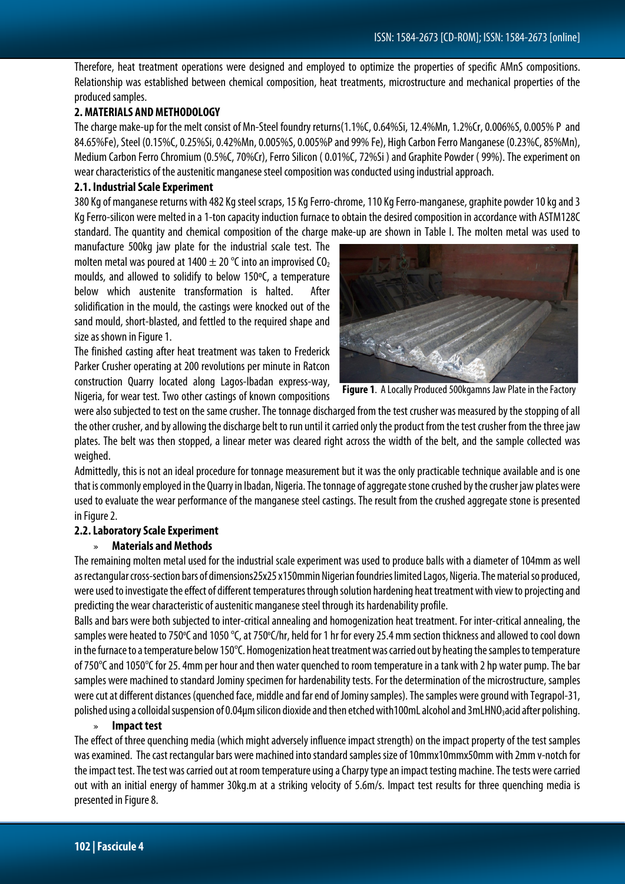Therefore, heat treatment operations were designed and employed to optimize the properties of specific AMnS compositions. Relationship was established between chemical composition, heat treatments, microstructure and mechanical properties of the produced samples.

## 2. MATERIALS AND METHODOLOGY

The charge make-up for the melt consist of Mn-Steel foundry returns(1.1%C, 0.64%Si, 12.4%Mn, 1.2%Cr, 0.006%S, 0.005% P and 84.65%Fe), Steel (0.15%C, 0.25%Si, 0.42%Mn, 0.005%S, 0.005%P and 99% Fe), High Carbon Ferro Manganese (0.23%C, 85%Mn), Medium Carbon Ferro Chromium (0.5%C, 70%Cr), Ferro Silicon ( 0.01%C, 72%Si ) and Graphite Powder ( 99%). The experiment on wear characteristics of the austenitic manganese steel composition was conducted using industrial approach.

### 2.1. Industrial Scale Experiment

380 Kg of manganese returns with 482 Kg steel scraps, 15 Kg Ferro-chrome, 110 Kg Ferro-manganese, graphite powder 10 kg and 3 Kg Ferro-silicon were melted in a 1-ton capacity induction furnace to obtain the desired composition in accordance with ASTM128C standard. The quantity and chemical composition of the charge make-up are shown in Table I. The molten metal was used to manufacture 500kg jaw plate for the industrial scale test. The molten metal was poured at 1400 ± 20 °C into an improvised $CO_2$ moulds, and allowed to solidify to below 150°C, a temperature below which austenite transformation is halted. After solidification in the mould, the castings were knocked out of the sand mould, short-blasted, and fettled to the required shape and size as shown in Figure 1.

**Figure 1**. A Locally Produced 500kgamns Jaw Plate in the Factory

The finished casting after heat treatment was taken to Frederick Parker Crusher operating at 200 revolutions per minute in Ratcon construction Quarry located along Lagos-Ibadan express-way, Nigeria, for wear test. Two other castings of known compositions were also subjected to test on the same crusher. The tonnage discharged from the test crusher was measured by the stopping of all the other crusher, and by allowing the discharge belt to run until it carried only the product from the test crusher from the three jaw plates. The belt was then stopped, a linear meter was cleared right across the width of the belt, and the sample collected was weighed.

Admittedly, this is not an ideal procedure for tonnage measurement but it was the only practicable technique available and is one that is commonly employed in the Quarry in Ibadan, Nigeria. The tonnage of aggregate stone crushed by the crusher jaw plates were used to evaluate the wear performance of the manganese steel castings. The result from the crushed aggregate stone is presented in Figure 2.

### 2.2. Laboratory Scale Experiment

» **Materials and Methods**

The remaining molten metal used for the industrial scale experiment was used to produce balls with a diameter of 104mm as well as rectangular cross-section bars of dimensions25x25 x150mmin Nigerian foundries limited Lagos, Nigeria. The material so produced, were used to investigate the effect of different temperatures through solution hardening heat treatment with view to projecting and predicting the wear characteristic of austenitic manganese steel through its hardenability profile.

Balls and bars were both subjected to inter-critical annealing and homogenization heat treatment. For inter-critical annealing, the samples were heated to 750°C and 1050 °C, at 750°C/hr, held for 1 hr for every 25.4 mm section thickness and allowed to cool down in the furnace to a temperature below 150°C. Homogenization heat treatment was carried out by heating the samples to temperature of 750°C and 1050°C for 25. 4mm per hour and then water quenched to room temperature in a tank with 2 hp water pump. The bar samples were machined to standard Jominy specimen for hardenability tests. For the determination of the microstructure, samples were cut at different distances (quenched face, middle and far end of Jominy samples). The samples were ground with Tegrapol-31, polished using a colloidal suspension of 0.04μm silicon dioxide and then etched with100mL alcohol and 3mL$HNO_3$acid after polishing.

» **Impact test**

The effect of three quenching media (which might adversely influence impact strength) on the impact property of the test samples was examined. The cast rectangular bars were machined into standard samples size of 10mmx10mmx50mm with 2mm v-notch for the impact test. The test was carried out at room temperature using a Charpy type an impact testing machine. The tests were carried out with an initial energy of hammer 30kg.m at a striking velocity of 5.6m/s. Impact test results for three quenching media is presented in Figure 8.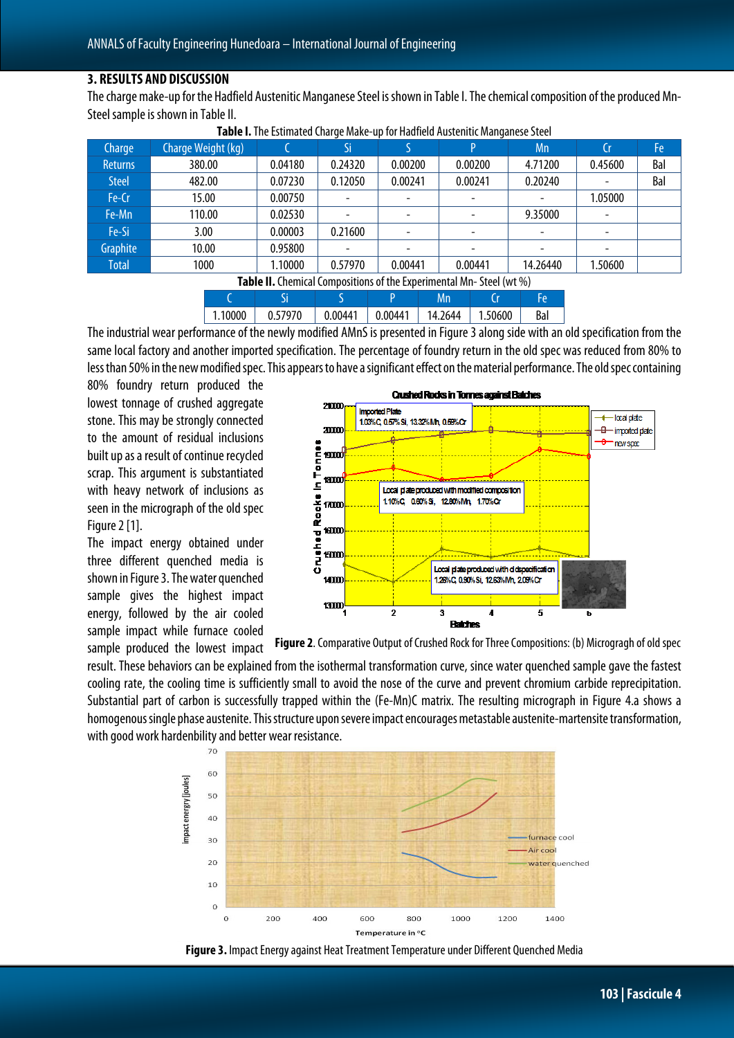## 3. RESULTS AND DISCUSSION

The charge make-up for the Hadfield Austenitic Manganese Steel is shown in Table I. The chemical composition of the produced Mn-Steel sample is shown in Table II.

**Table I.** The Estimated Charge Make-up for Hadfield Austenitic Manganese Steel

| Charge | Charge Weight (kg) | C | Si | S | P | Mn | Cr | Fe |
|---|---|---|---|---|---|---|---|---|
| Returns | 380.00 | 0.04180 | 0.24320 | 0.00200 | 0.00200 | 4.71200 | 0.45600 | Bal |
| Steel | 482.00 | 0.07230 | 0.12050 | 0.00241 | 0.00241 | 0.20240 | - | Bal |
| Fe-Cr | 15.00 | 0.00750 | - | - | - | - | 1.05000 | |
| Fe-Mn | 110.00 | 0.02530 | - | - | - | 9.35000 | - | |
| Fe-Si | 3.00 | 0.00003 | 0.21600 | - | - | - | - | |
| Graphite | 10.00 | 0.95800 | - | - | - | - | - | |
| Total | 1000 | 1.10000 | 0.57970 | 0.00441 | 0.00441 | 14.26440 | 1.50600 | |

**Table II.** Chemical Compositions of the Experimental Mn- Steel (wt %)

| C | Si | S | P | Mn | Cr | Fe |
|---|---|---|---|---|---|---|
| 1.10000 | 0.57970 | 0.00441 | 0.00441 | 14.2644 | 1.50600 | Bal |

The industrial wear performance of the newly modified AMnS is presented in Figure 3 along side with an old specification from the same local factory and another imported specification. The percentage of foundry return in the old spec was reduced from 80% to less than 50% in the new modified spec. This appears to have a significant effect on the material performance. The old spec containing 80% foundry return produced the lowest tonnage of crushed aggregate stone. This may be strongly connected to the amount of residual inclusions built up as a result of continue recycled scrap. This argument is substantiated with heavy network of inclusions as seen in the micrograph of the old spec Figure 2 [1].

The impact energy obtained under three different quenched media is shown in Figure 3. The water quenched sample gives the highest impact energy, followed by the air cooled sample impact while furnace cooled sample produced the lowest impact result. These behaviors can be explained from the isothermal transformation curve, since water quenched sample gave the fastest cooling rate, the cooling time is sufficiently small to avoid the nose of the curve and prevent chromium carbide reprecipitation. Substantial part of carbon is successfully trapped within the (Fe-Mn)C matrix. The resulting micrograph in Figure 4.a shows a homogenous single phase austenite. This structure upon severe impact encourages metastable austenite-martensite transformation, with good work hardenbility and better wear resistance.

**Figure 2**. Comparative Output of Crushed Rock for Three Compositions: (b) Micrograph of old spec

**Figure 3.** Impact Energy against Heat Treatment Temperature under Different Quenched Media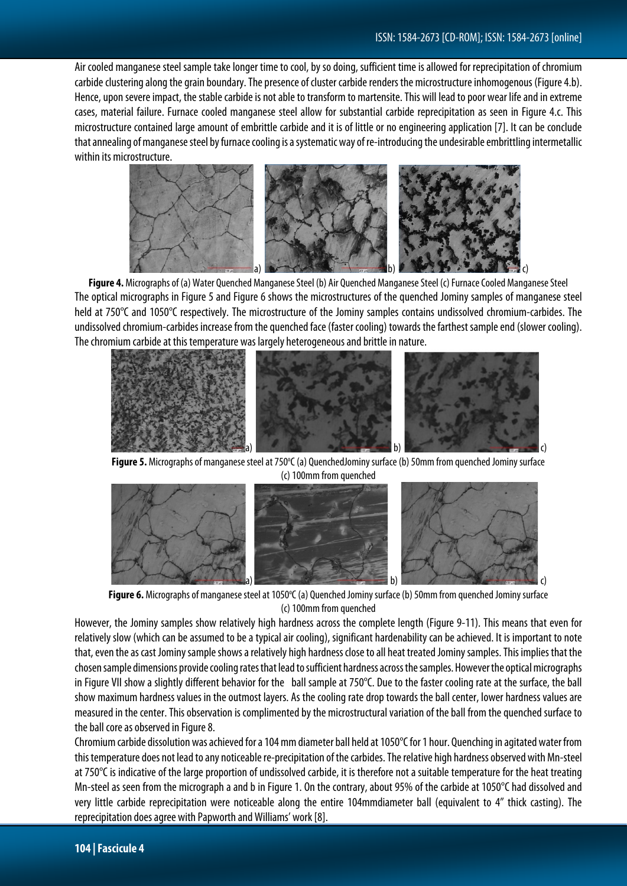Air cooled manganese steel sample take longer time to cool, by so doing, sufficient time is allowed for reprecipitation of chromium carbide clustering along the grain boundary. The presence of cluster carbide renders the microstructure inhomogenous (Figure 4.b). Hence, upon severe impact, the stable carbide is not able to transform to martensite. This will lead to poor wear life and in extreme cases, material failure. Furnace cooled manganese steel allow for substantial carbide reprecipitation as seen in Figure 4.c. This microstructure contained large amount of embrittle carbide and it is of little or no engineering application [7]. It can be conclude that annealing of manganese steel by furnace cooling is a systematic way of re-introducing the undesirable embrittling intermetallic within its microstructure.

**Figure 4.** Micrographs of (a) Water Quenched Manganese Steel (b) Air Quenched Manganese Steel (c) Furnace Cooled Manganese Steel

The optical micrographs in Figure 5 and Figure 6 shows the microstructures of the quenched Jominy samples of manganese steel held at 750°C and 1050°C respectively. The microstructure of the Jominy samples contains undissolved chromium-carbides. The undissolved chromium-carbides increase from the quenched face (faster cooling) towards the farthest sample end (slower cooling). The chromium carbide at this temperature was largely heterogeneous and brittle in nature.

**Figure 5.** Micrographs of manganese steel at 750ºC (a) QuenchedJominy surface (b) 50mm from quenched Jominy surface (c) 100mm from quenched

**Figure 6.** Micrographs of manganese steel at 1050ºC (a) Quenched Jominy surface (b) 50mm from quenched Jominy surface (c) 100mm from quenched

However, the Jominy samples show relatively high hardness across the complete length (Figure 9-11). This means that even for relatively slow (which can be assumed to be a typical air cooling), significant hardenability can be achieved. It is important to note that, even the as cast Jominy sample shows a relatively high hardness close to all heat treated Jominy samples. This implies that the chosen sample dimensions provide cooling rates that lead to sufficient hardness across the samples. However the optical micrographs in Figure VII show a slightly different behavior for the ball sample at 750°C. Due to the faster cooling rate at the surface, the ball show maximum hardness values in the outmost layers. As the cooling rate drop towards the ball center, lower hardness values are measured in the center. This observation is complimented by the microstructural variation of the ball from the quenched surface to the ball core as observed in Figure 8.

Chromium carbide dissolution was achieved for a 104 mm diameter ball held at 1050°C for 1 hour. Quenching in agitated water from this temperature does not lead to any noticeable re-precipitation of the carbides. The relative high hardness observed with Mn-steel at 750°C is indicative of the large proportion of undissolved carbide, it is therefore not a suitable temperature for the heat treating Mn-steel as seen from the micrograph a and b in Figure 1. On the contrary, about 95% of the carbide at 1050°C had dissolved and very little carbide reprecipitation were noticeable along the entire 104mmdiameter ball (equivalent to 4" thick casting). The reprecipitation does agree with Papworth and Williams' work [8].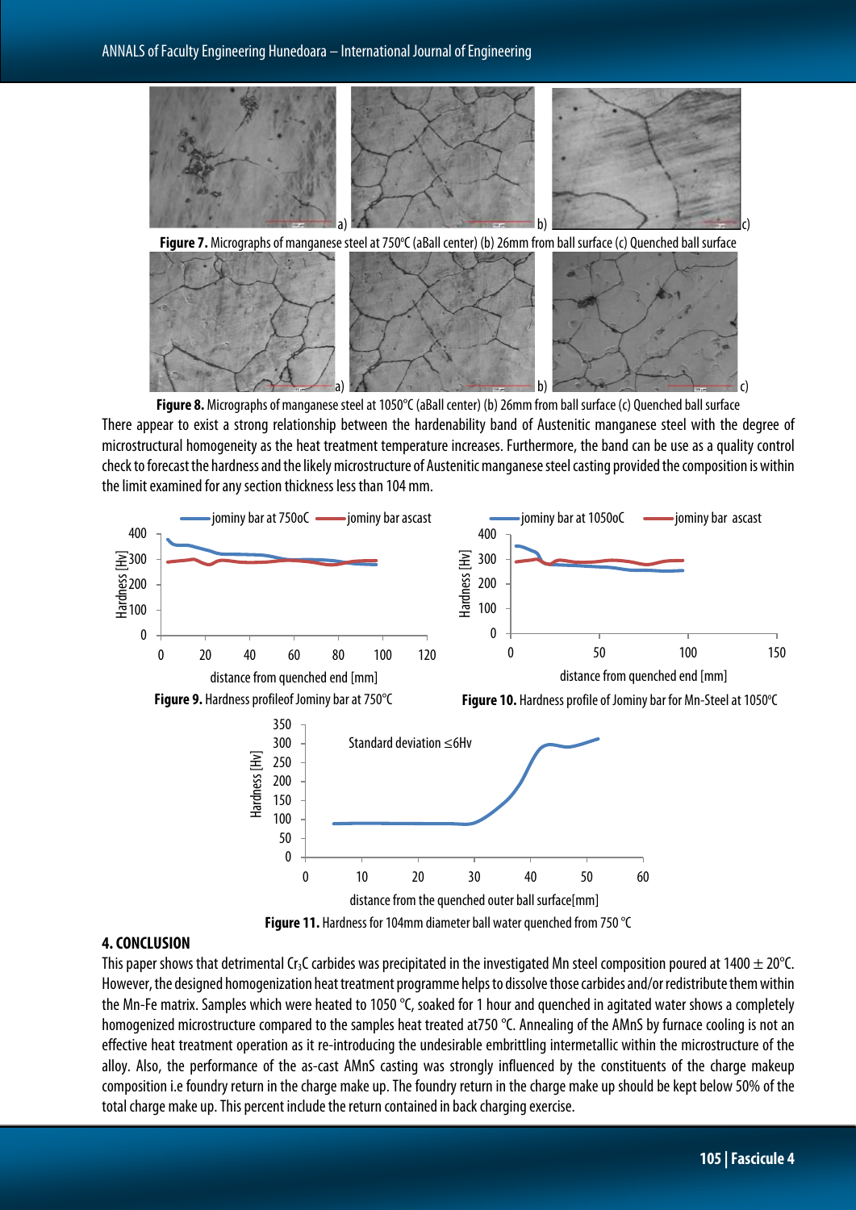**Figure 7.** Micrographs of manganese steel at 750°C (aBall center) (b) 26mm from ball surface (c) Quenched ball surface

**Figure 8.** Micrographs of manganese steel at 1050°C (aBall center) (b) 26mm from ball surface (c) Quenched ball surface

There appear to exist a strong relationship between the hardenability band of Austenitic manganese steel with the degree of microstructural homogeneity as the heat treatment temperature increases. Furthermore, the band can be use as a quality control check to forecast the hardness and the likely microstructure of Austenitic manganese steel casting provided the composition is within the limit examined for any section thickness less than 104 mm.

**Figure 9.** Hardness profileof Jominy bar at 750°C

**Figure 10.** Hardness profile of Jominy bar for Mn-Steel at 1050°C

**Figure 11.** Hardness for 104mm diameter ball water quenched from 750 °C

## 4. CONCLUSION

This paper shows that detrimental $Cr_3C$ carbides was precipitated in the investigated Mn steel composition poured at 1400 $\pm$ 20°C. However, the designed homogenization heat treatment programme helps to dissolve those carbides and/or redistribute them within the Mn-Fe matrix. Samples which were heated to 1050 °C, soaked for 1 hour and quenched in agitated water shows a completely homogenized microstructure compared to the samples heat treated at750 °C. Annealing of the AMnS by furnace cooling is not an effective heat treatment operation as it re-introducing the undesirable embrittling intermetallic within the microstructure of the alloy. Also, the performance of the as-cast AMnS casting was strongly influenced by the constituents of the charge makeup composition i.e foundry return in the charge make up. The foundry return in the charge make up should be kept below 50% of the total charge make up. This percent include the return contained in back charging exercise.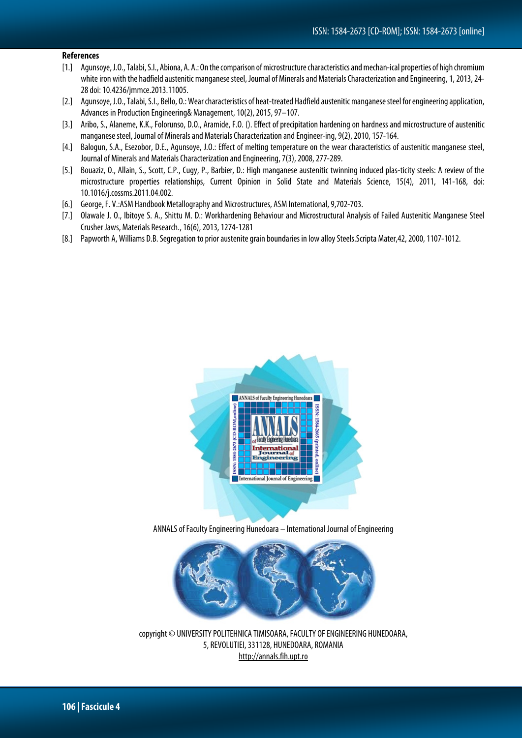**References**

[1.] Agunsoye, J.O., Talabi, S.I., Abiona, A. A.: On the comparison of microstructure characteristics and mechan-ical properties of high chromium white iron with the hadfield austenitic manganese steel, Journal of Minerals and Materials Characterization and Engineering, 1, 2013, 24-28 doi: 10.4236/jmmce.2013.11005.

[2.] Agunsoye, J.O., Talabi, S.I., Bello, O.: Wear characteristics of heat-treated Hadfield austenitic manganese steel for engineering application, Advances in Production Engineering& Management, 10(2), 2015, 97–107.

[3.] Aribo, S., Alaneme, K.K., Folorunso, D.O., Aramide, F.O. (). Effect of precipitation hardening on hardness and microstructure of austenitic manganese steel, Journal of Minerals and Materials Characterization and Engineer-ing, 9(2), 2010, 157-164.

[4.] Balogun, S.A., Esezobor, D.E., Agunsoye, J.O.: Effect of melting temperature on the wear characteristics of austenitic manganese steel, Journal of Minerals and Materials Characterization and Engineering, 7(3), 2008, 277-289.

[5.] Bouaziz, O., Allain, S., Scott, C.P., Cugy, P., Barbier, D.: High manganese austenitic twinning induced plas-ticity steels: A review of the microstructure properties relationships, Current Opinion in Solid State and Materials Science, 15(4), 2011, 141-168, doi: 10.1016/j.cossms.2011.04.002.

[6.] George, F. V.:ASM Handbook Metallography and Microstructures, ASM International, 9,702-703.

[7.] Olawale J. O., Ibitoye S. A., Shittu M. D.: Workhardening Behaviour and Microstructural Analysis of Failed Austenitic Manganese Steel Crusher Jaws, Materials Research., 16(6), 2013, 1274-1281

[8.] Papworth A, Williams D.B. Segregation to prior austenite grain boundaries in low alloy Steels.Scripta Mater,42, 2000, 1107-1012.

ANNALS of Faculty Engineering Hunedoara – International Journal of Engineering

copyright © UNIVERSITY POLITEHNICA TIMISOARA, FACULTY OF ENGINEERING HUNEDOARA,
5, REVOLUTIEI, 331128, HUNEDOARA, ROMANIA
http://annals.fih.upt.ro